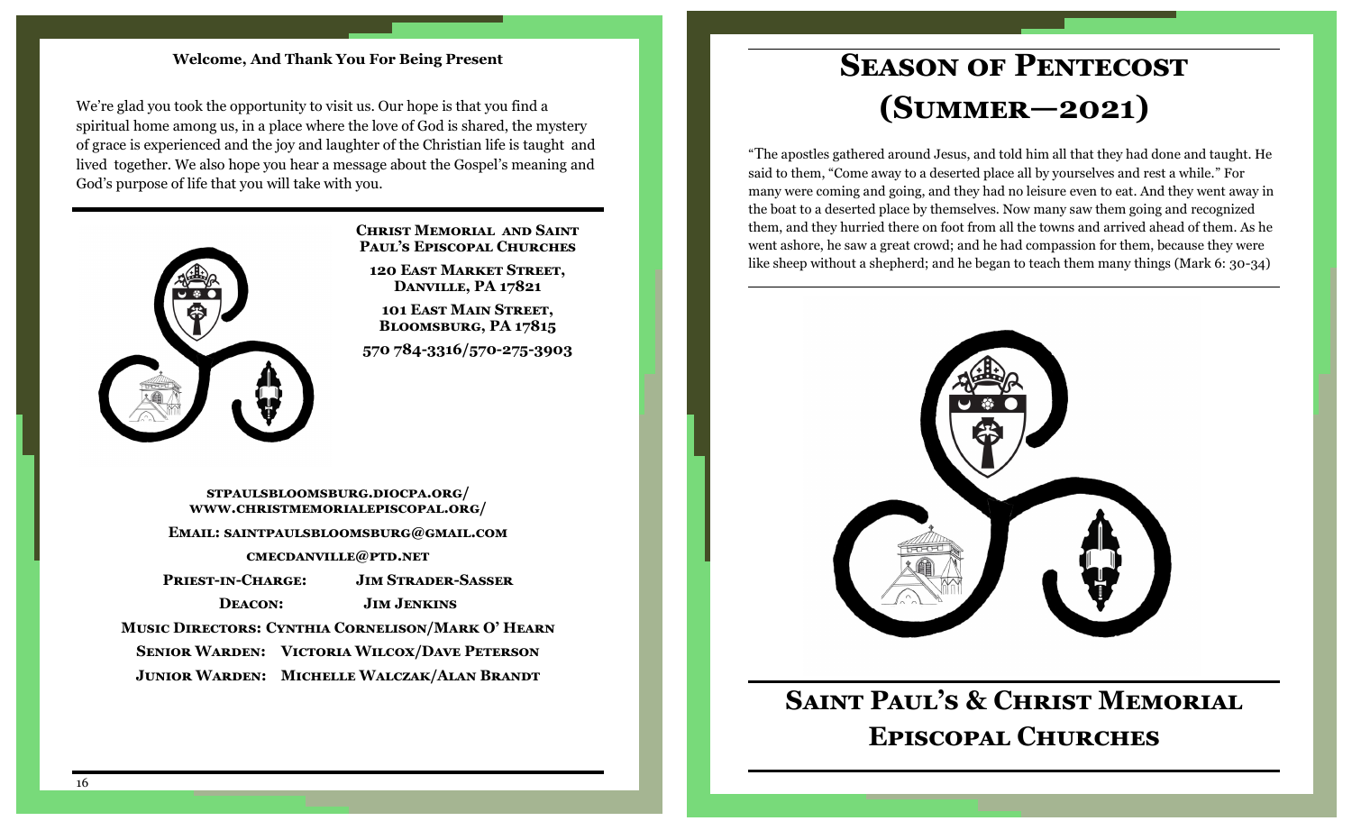**Welcome, And Thank You For Being Present**

We're glad you took the opportunity to visit us. Our hope is that you find a spiritual home among us, in a place where the love of God is shared, the mystery of grace is experienced and the joy and laughter of the Christian life is taught and lived together. We also hope you hear a message about the Gospel's meaning and God's purpose of life that you will take with you.

**Christ Memorial and Saint Paul's Episcopal Churches**

**120 East Market Street, Danville, PA 17821**

**101 East Main Street, Bloomsburg, PA 17815**

**570 784-3316/570-275-3903**

**stpaulsbloomsburg.diocpa.org/**
**www.christmemorialepiscopal.org/**

**Email: saintpaulsbloomsburg@gmail.com**

**cmecdanville@ptd.net**

**Priest-in-Charge: Jim Strader-Sasser**

**Deacon: Jim Jenkins**

**Music Directors: Cynthia Cornelison/Mark O' Hearn**

**Senior Warden: Victoria Wilcox/Dave Peterson**

**Junior Warden: Michelle Walczak/Alan Brandt**

# Season of Pentecost (Summer—2021)

"The apostles gathered around Jesus, and told him all that they had done and taught. He said to them, "Come away to a deserted place all by yourselves and rest a while." For many were coming and going, and they had no leisure even to eat. And they went away in the boat to a deserted place by themselves. Now many saw them going and recognized them, and they hurried there on foot from all the towns and arrived ahead of them. As he went ashore, he saw a great crowd; and he had compassion for them, because they were like sheep without a shepherd; and he began to teach them many things (Mark 6: 30-34)

## Saint Paul's & Christ Memorial Episcopal Churches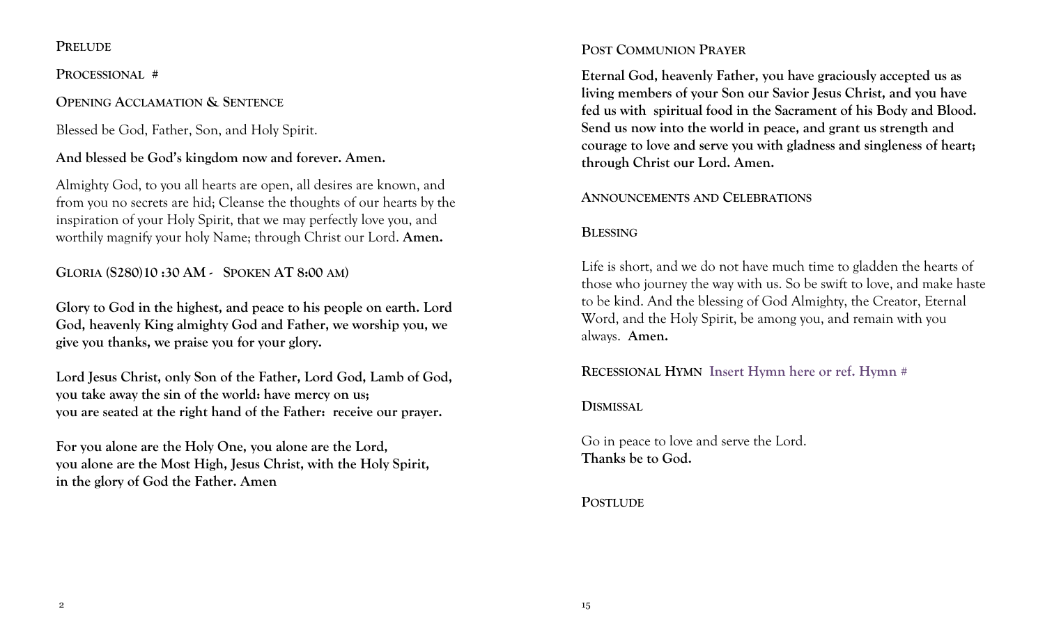PRELUDE

PROCESSIONAL #

OPENING ACCLAMATION & SENTENCE

Blessed be God, Father, Son, and Holy Spirit.

**And blessed be God's kingdom now and forever. Amen.**

Almighty God, to you all hearts are open, all desires are known, and from you no secrets are hid; Cleanse the thoughts of our hearts by the inspiration of your Holy Spirit, that we may perfectly love you, and worthily magnify your holy Name; through Christ our Lord. **Amen.**

GLORIA (S280)10 :30 AM - SPOKEN AT 8:00 AM)

**Glory to God in the highest, and peace to his people on earth. Lord God, heavenly King almighty God and Father, we worship you, we give you thanks, we praise you for your glory.**

**Lord Jesus Christ, only Son of the Father, Lord God, Lamb of God, you take away the sin of the world: have mercy on us; you are seated at the right hand of the Father: receive our prayer.**

**For you alone are the Holy One, you alone are the Lord, you alone are the Most High, Jesus Christ, with the Holy Spirit, in the glory of God the Father. Amen**

POST COMMUNION PRAYER

**Eternal God, heavenly Father, you have graciously accepted us as living members of your Son our Savior Jesus Christ, and you have fed us with spiritual food in the Sacrament of his Body and Blood. Send us now into the world in peace, and grant us strength and courage to love and serve you with gladness and singleness of heart; through Christ our Lord. Amen.**

ANNOUNCEMENTS AND CELEBRATIONS

BLESSING

Life is short, and we do not have much time to gladden the hearts of those who journey the way with us. So be swift to love, and make haste to be kind. And the blessing of God Almighty, the Creator, Eternal Word, and the Holy Spirit, be among you, and remain with you always. **Amen.**

RECESSIONAL HYMN **Insert Hymn here or ref. Hymn #**

DISMISSAL

Go in peace to love and serve the Lord.
**Thanks be to God.**

POSTLUDE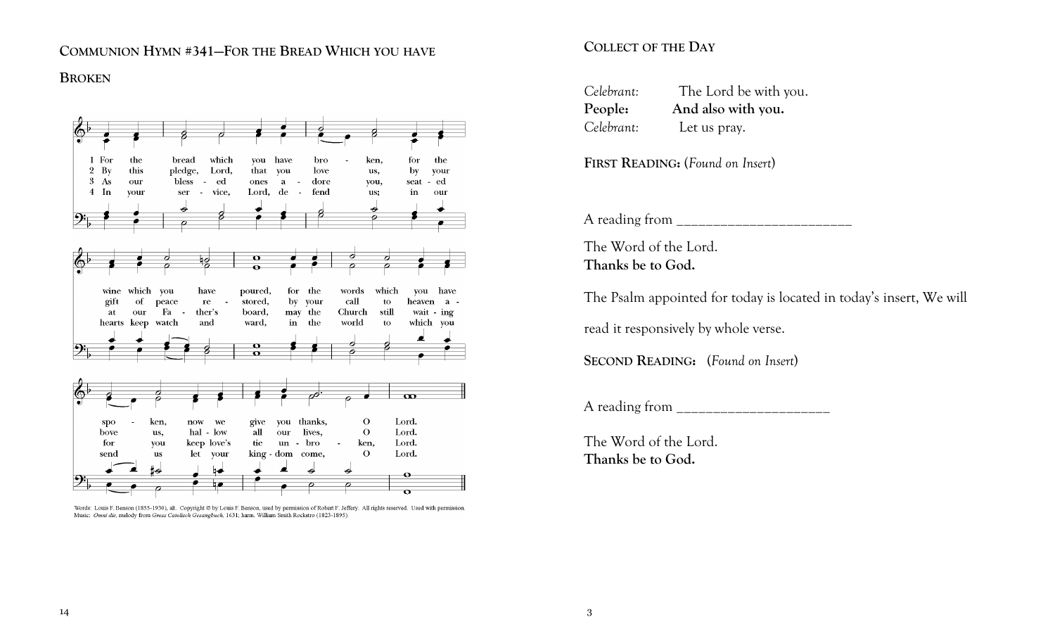## COMMUNION HYMN #341—FOR THE BREAD WHICH YOU HAVE BROKEN

1 For the bread which you have bro - ken, for the wine which you have poured, for the words which you have spo - ken, now we give you thanks, O Lord.

2 By this pledge, Lord, that you love us, by your gift of peace re - stored, by your call to heaven a - bove us, hal - low all our lives, O Lord.

3 As our bless - ed ones a - dore you, seat - ed at our Fa - ther's board, may the Church still wait - ing for you keep love's tie un - bro - ken, Lord.

4 In your ser - vice, Lord, de - fend us; in our hearts keep watch and ward, in the world to which you send us let your king - dom come, O Lord.

Words: Louis F. Benson (1855-1930), alt. Copyright © by Louis F. Benson, used by permission of Robert F. Jeffery. All rights reserved. Used with permission.
Music: *Omni die*, melody from *Gross Catolisch Gesangbuch*, 1631; harm. William Smith Rockstro (1823-1895)

## COLLECT OF THE DAY

*Celebrant:* The Lord be with you.
**People: And also with you.**
*Celebrant:* Let us pray.

**FIRST READING:** (*Found on Insert*)

A reading from ________________________

The Word of the Lord.
**Thanks be to God.**

The Psalm appointed for today is located in today's insert, We will read it responsively by whole verse.

**SECOND READING:** (*Found on Insert*)

A reading from ____________________

The Word of the Lord.
**Thanks be to God.**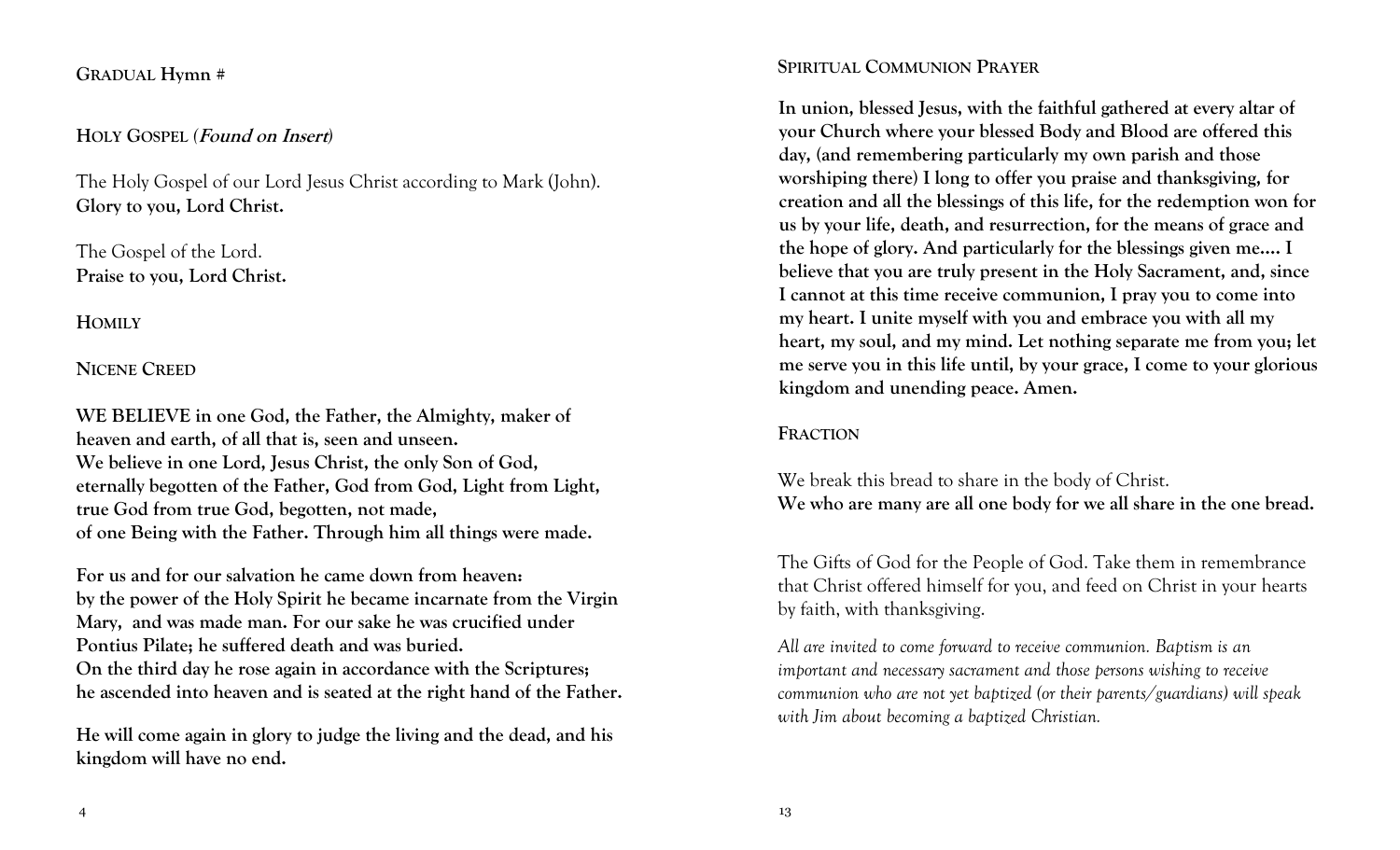**GRADUAL Hymn #**

**HOLY GOSPEL (*Found on Insert*)**

The Holy Gospel of our Lord Jesus Christ according to Mark (John).
**Glory to you, Lord Christ.**

The Gospel of the Lord.
**Praise to you, Lord Christ.**

**HOMILY**

**NICENE CREED**

**WE BELIEVE in one God, the Father, the Almighty, maker of heaven and earth, of all that is, seen and unseen.**
**We believe in one Lord, Jesus Christ, the only Son of God, eternally begotten of the Father, God from God, Light from Light, true God from true God, begotten, not made, of one Being with the Father. Through him all things were made.**

**For us and for our salvation he came down from heaven: by the power of the Holy Spirit he became incarnate from the Virgin Mary, and was made man. For our sake he was crucified under Pontius Pilate; he suffered death and was buried.**
**On the third day he rose again in accordance with the Scriptures; he ascended into heaven and is seated at the right hand of the Father.**

**He will come again in glory to judge the living and the dead, and his kingdom will have no end.**

**SPIRITUAL COMMUNION PRAYER**

**In union, blessed Jesus, with the faithful gathered at every altar of your Church where your blessed Body and Blood are offered this day, (and remembering particularly my own parish and those worshiping there) I long to offer you praise and thanksgiving, for creation and all the blessings of this life, for the redemption won for us by your life, death, and resurrection, for the means of grace and the hope of glory. And particularly for the blessings given me.... I believe that you are truly present in the Holy Sacrament, and, since I cannot at this time receive communion, I pray you to come into my heart. I unite myself with you and embrace you with all my heart, my soul, and my mind. Let nothing separate me from you; let me serve you in this life until, by your grace, I come to your glorious kingdom and unending peace. Amen.**

**FRACTION**

We break this bread to share in the body of Christ.
**We who are many are all one body for we all share in the one bread.**

The Gifts of God for the People of God. Take them in remembrance that Christ offered himself for you, and feed on Christ in your hearts by faith, with thanksgiving.

*All are invited to come forward to receive communion. Baptism is an important and necessary sacrament and those persons wishing to receive communion who are not yet baptized (or their parents/guardians) will speak with Jim about becoming a baptized Christian.*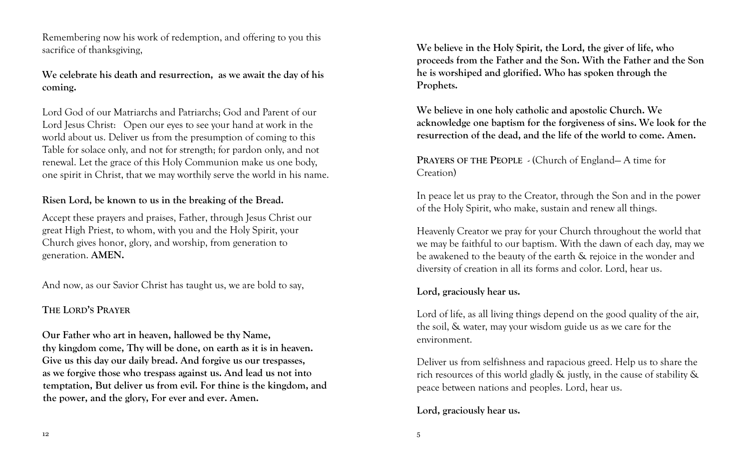Remembering now his work of redemption, and offering to you this sacrifice of thanksgiving,

**We celebrate his death and resurrection, as we await the day of his coming.**

Lord God of our Matriarchs and Patriarchs; God and Parent of our Lord Jesus Christ: Open our eyes to see your hand at work in the world about us. Deliver us from the presumption of coming to this Table for solace only, and not for strength; for pardon only, and not renewal. Let the grace of this Holy Communion make us one body, one spirit in Christ, that we may worthily serve the world in his name.

**Risen Lord, be known to us in the breaking of the Bread.**

Accept these prayers and praises, Father, through Jesus Christ our great High Priest, to whom, with you and the Holy Spirit, your Church gives honor, glory, and worship, from generation to generation. **AMEN.**

And now, as our Savior Christ has taught us, we are bold to say,

**THE LORD'S PRAYER**

**Our Father who art in heaven, hallowed be thy Name, thy kingdom come, Thy will be done, on earth as it is in heaven. Give us this day our daily bread. And forgive us our trespasses, as we forgive those who trespass against us. And lead us not into temptation, But deliver us from evil. For thine is the kingdom, and the power, and the glory, For ever and ever. Amen.**

**We believe in the Holy Spirit, the Lord, the giver of life, who proceeds from the Father and the Son. With the Father and the Son he is worshiped and glorified. Who has spoken through the Prophets.**

**We believe in one holy catholic and apostolic Church. We acknowledge one baptism for the forgiveness of sins. We look for the resurrection of the dead, and the life of the world to come. Amen.**

**PRAYERS OF THE PEOPLE** - (Church of England— A time for Creation)

In peace let us pray to the Creator, through the Son and in the power of the Holy Spirit, who make, sustain and renew all things.

Heavenly Creator we pray for your Church throughout the world that we may be faithful to our baptism. With the dawn of each day, may we be awakened to the beauty of the earth & rejoice in the wonder and diversity of creation in all its forms and color. Lord, hear us.

**Lord, graciously hear us.**

Lord of life, as all living things depend on the good quality of the air, the soil, & water, may your wisdom guide us as we care for the environment.

Deliver us from selfishness and rapacious greed. Help us to share the rich resources of this world gladly & justly, in the cause of stability & peace between nations and peoples. Lord, hear us.

**Lord, graciously hear us.**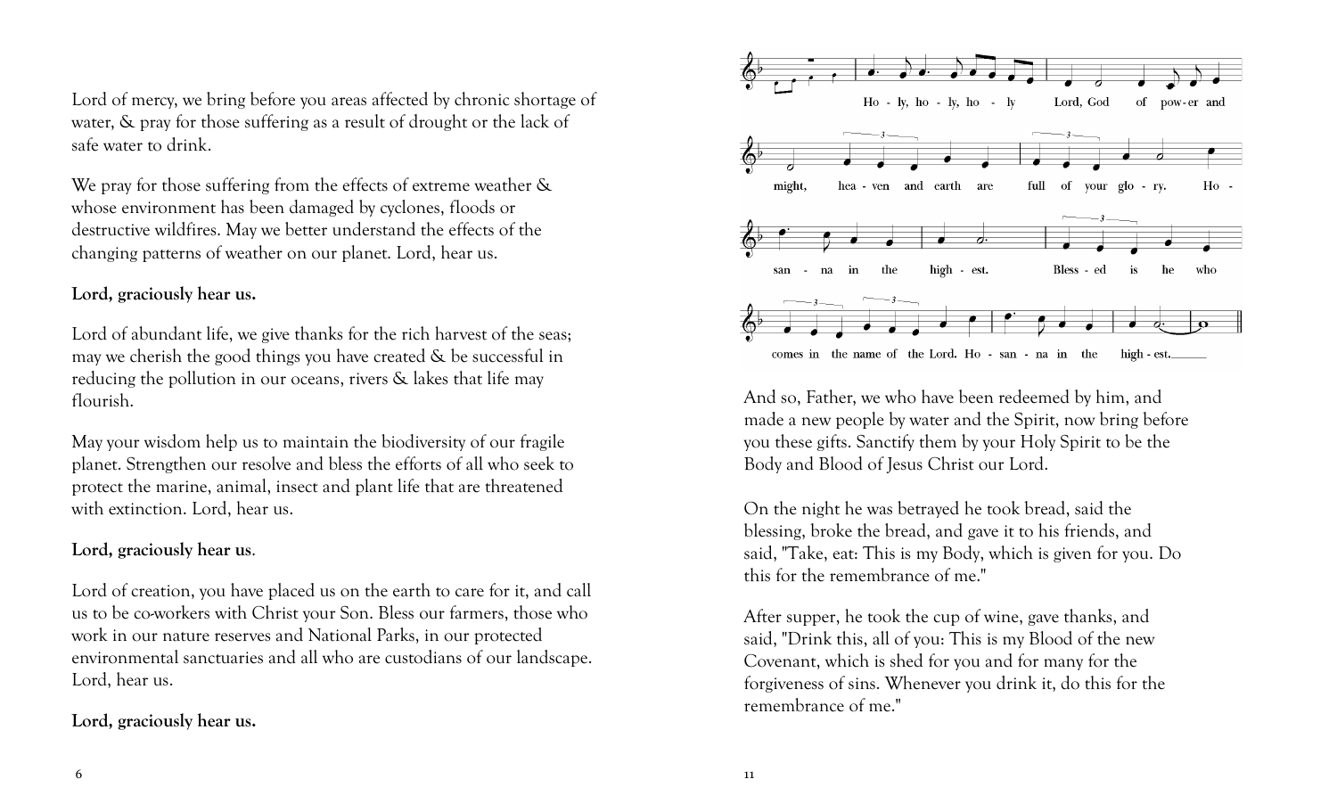Lord of mercy, we bring before you areas affected by chronic shortage of water, & pray for those suffering as a result of drought or the lack of safe water to drink.

We pray for those suffering from the effects of extreme weather & whose environment has been damaged by cyclones, floods or destructive wildfires. May we better understand the effects of the changing patterns of weather on our planet. Lord, hear us.

**Lord, graciously hear us.**

Lord of abundant life, we give thanks for the rich harvest of the seas; may we cherish the good things you have created & be successful in reducing the pollution in our oceans, rivers & lakes that life may flourish.

May your wisdom help us to maintain the biodiversity of our fragile planet. Strengthen our resolve and bless the efforts of all who seek to protect the marine, animal, insect and plant life that are threatened with extinction. Lord, hear us.

**Lord, graciously hear us**.

Lord of creation, you have placed us on the earth to care for it, and call us to be co-workers with Christ your Son. Bless our farmers, those who work in our nature reserves and National Parks, in our protected environmental sanctuaries and all who are custodians of our landscape. Lord, hear us.

**Lord, graciously hear us.**

Holy, holy, holy Lord, God of power and might, heaven and earth are full of your glory. Hosanna in the highest. Blessed is he who comes in the name of the Lord. Hosanna in the highest.

And so, Father, we who have been redeemed by him, and made a new people by water and the Spirit, now bring before you these gifts. Sanctify them by your Holy Spirit to be the Body and Blood of Jesus Christ our Lord.

On the night he was betrayed he took bread, said the blessing, broke the bread, and gave it to his friends, and said, "Take, eat: This is my Body, which is given for you. Do this for the remembrance of me."

After supper, he took the cup of wine, gave thanks, and said, "Drink this, all of you: This is my Blood of the new Covenant, which is shed for you and for many for the forgiveness of sins. Whenever you drink it, do this for the remembrance of me."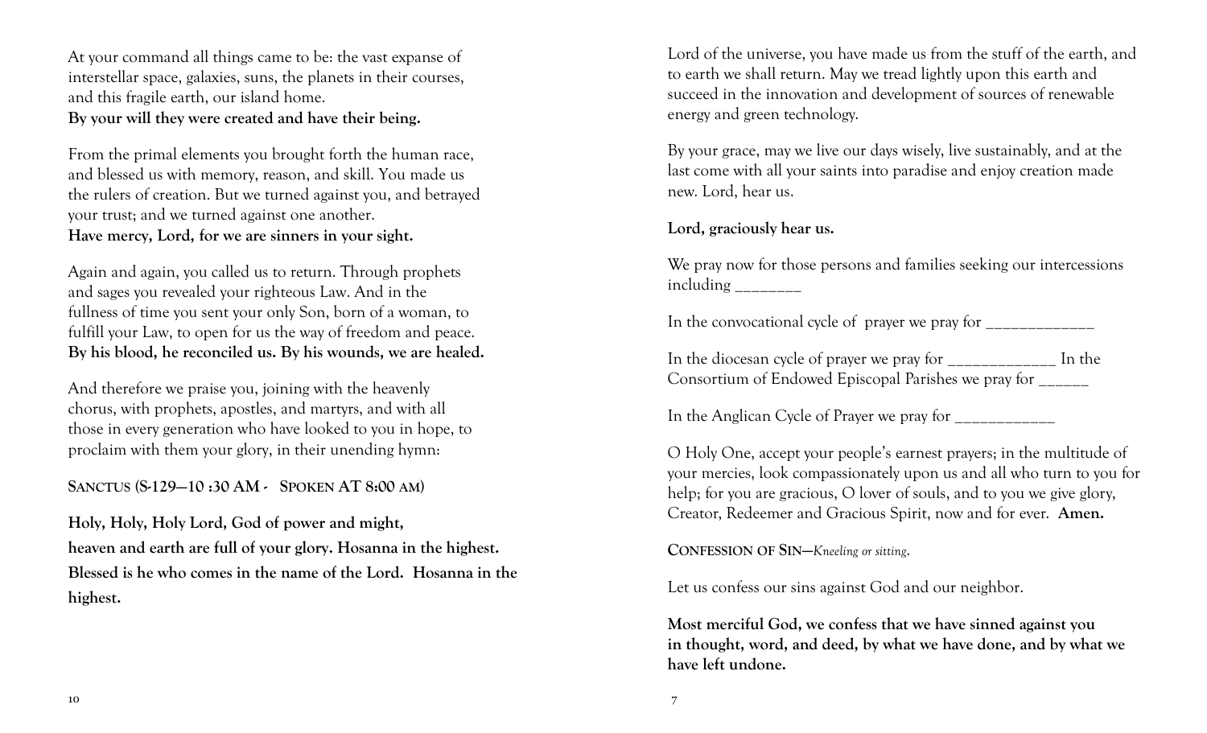At your command all things came to be: the vast expanse of interstellar space, galaxies, suns, the planets in their courses, and this fragile earth, our island home.
**By your will they were created and have their being.**

From the primal elements you brought forth the human race, and blessed us with memory, reason, and skill. You made us the rulers of creation. But we turned against you, and betrayed your trust; and we turned against one another.
**Have mercy, Lord, for we are sinners in your sight.**

Again and again, you called us to return. Through prophets and sages you revealed your righteous Law. And in the fullness of time you sent your only Son, born of a woman, to fulfill your Law, to open for us the way of freedom and peace.
**By his blood, he reconciled us. By his wounds, we are healed.**

And therefore we praise you, joining with the heavenly chorus, with prophets, apostles, and martyrs, and with all those in every generation who have looked to you in hope, to proclaim with them your glory, in their unending hymn:

**SANCTUS (S-129—10 :30 AM - SPOKEN AT 8:00 AM)**

**Holy, Holy, Holy Lord, God of power and might,**
**heaven and earth are full of your glory. Hosanna in the highest.**
**Blessed is he who comes in the name of the Lord. Hosanna in the highest.**

Lord of the universe, you have made us from the stuff of the earth, and to earth we shall return. May we tread lightly upon this earth and succeed in the innovation and development of sources of renewable energy and green technology.

By your grace, may we live our days wisely, live sustainably, and at the last come with all your saints into paradise and enjoy creation made new. Lord, hear us.

**Lord, graciously hear us.**

We pray now for those persons and families seeking our intercessions including ________

In the convocational cycle of prayer we pray for _____________

In the diocesan cycle of prayer we pray for _____________ In the Consortium of Endowed Episcopal Parishes we pray for ______

In the Anglican Cycle of Prayer we pray for ____________

O Holy One, accept your people's earnest prayers; in the multitude of your mercies, look compassionately upon us and all who turn to you for help; for you are gracious, O lover of souls, and to you we give glory, Creator, Redeemer and Gracious Spirit, now and for ever. **Amen.**

**CONFESSION OF SIN**—*Kneeling or sitting*.

Let us confess our sins against God and our neighbor.

**Most merciful God, we confess that we have sinned against you in thought, word, and deed, by what we have done, and by what we have left undone.**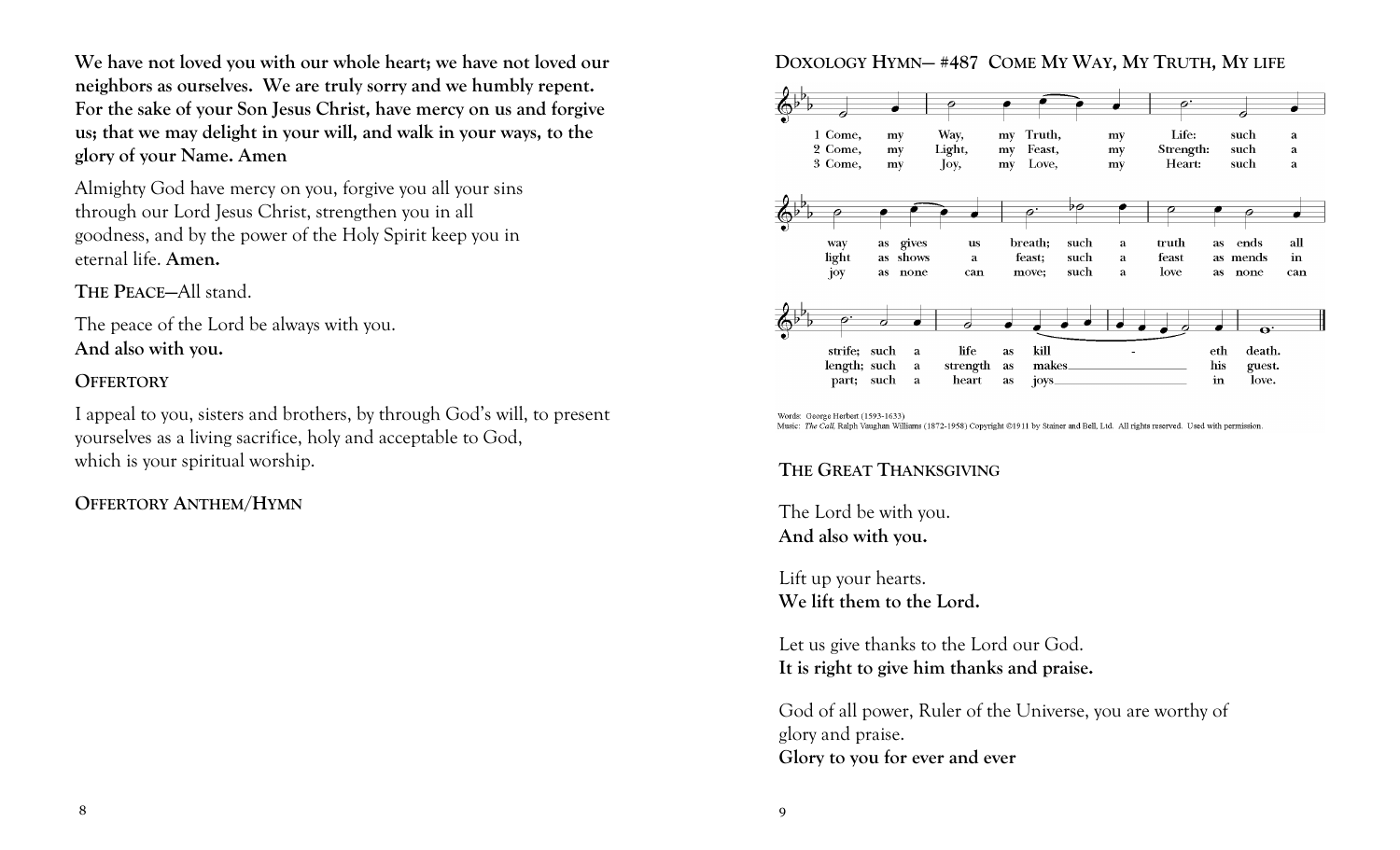**We have not loved you with our whole heart; we have not loved our neighbors as ourselves. We are truly sorry and we humbly repent. For the sake of your Son Jesus Christ, have mercy on us and forgive us; that we may delight in your will, and walk in your ways, to the glory of your Name. Amen**

Almighty God have mercy on you, forgive you all your sins through our Lord Jesus Christ, strengthen you in all goodness, and by the power of the Holy Spirit keep you in eternal life. **Amen.**

**THE PEACE**—All stand.

The peace of the Lord be always with you.
**And also with you.**

**OFFERTORY**

I appeal to you, sisters and brothers, by through God's will, to present yourselves as a living sacrifice, holy and acceptable to God, which is your spiritual worship.

**OFFERTORY ANTHEM/HYMN**

**DOXOLOGY HYMN— #487 COME MY WAY, MY TRUTH, MY LIFE**

1 Come, my Way, my Truth, my Life: such a way as gives us breath; such a truth as ends all strife; such a life as killeth death.

2 Come, my Light, my Feast, my Strength: such a light as shows a feast; such a feast as mends in length; such a strength as makes his guest.

3 Come, my Joy, my Love, my Heart: such a joy as none can move; such a love as none can part; such a heart as joys in love.

Words: George Herbert (1593-1633)
Music: *The Call*, Ralph Vaughan Williams (1872-1958) Copyright ©1911 by Stainer and Bell, Ltd. All rights reserved. Used with permission.

**THE GREAT THANKSGIVING**

The Lord be with you.
**And also with you.**

Lift up your hearts.
**We lift them to the Lord.**

Let us give thanks to the Lord our God.
**It is right to give him thanks and praise.**

God of all power, Ruler of the Universe, you are worthy of glory and praise.
**Glory to you for ever and ever**